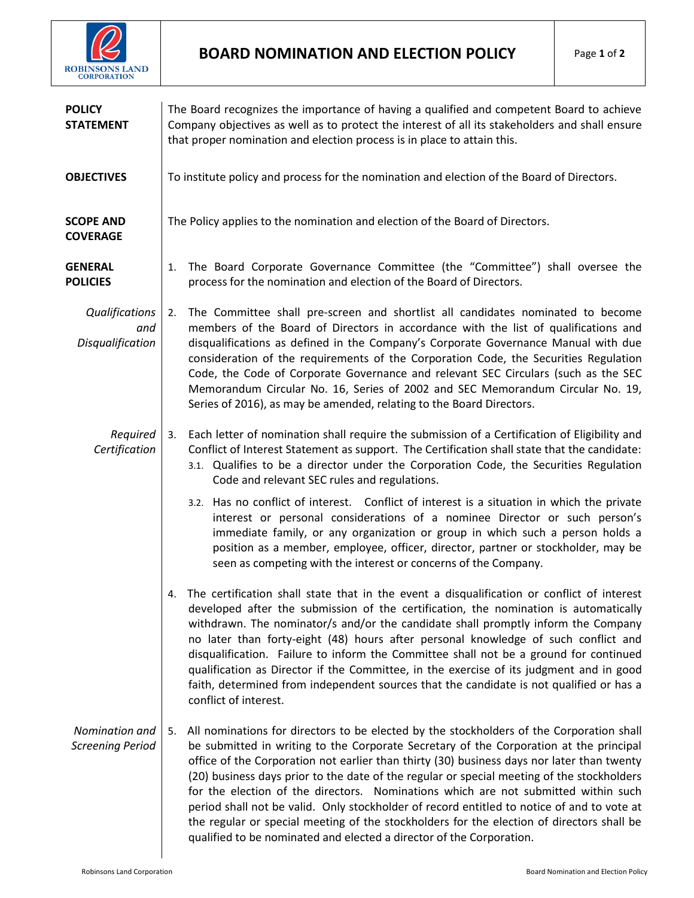# BOARD NOMINATION AND ELECTION POLICY

**POLICY STATEMENT**

The Board recognizes the importance of having a qualified and competent Board to achieve Company objectives as well as to protect the interest of all its stakeholders and shall ensure that proper nomination and election process is in place to attain this.

**OBJECTIVES**

To institute policy and process for the nomination and election of the Board of Directors.

**SCOPE AND COVERAGE**

The Policy applies to the nomination and election of the Board of Directors.

**GENERAL POLICIES**

1. The Board Corporate Governance Committee (the "Committee") shall oversee the process for the nomination and election of the Board of Directors.

*Qualifications and Disqualification*

2. The Committee shall pre-screen and shortlist all candidates nominated to become members of the Board of Directors in accordance with the list of qualifications and disqualifications as defined in the Company's Corporate Governance Manual with due consideration of the requirements of the Corporation Code, the Securities Regulation Code, the Code of Corporate Governance and relevant SEC Circulars (such as the SEC Memorandum Circular No. 16, Series of 2002 and SEC Memorandum Circular No. 19, Series of 2016), as may be amended, relating to the Board Directors.

*Required Certification*

3. Each letter of nomination shall require the submission of a Certification of Eligibility and Conflict of Interest Statement as support. The Certification shall state that the candidate:
   3.1. Qualifies to be a director under the Corporation Code, the Securities Regulation Code and relevant SEC rules and regulations.
   3.2. Has no conflict of interest. Conflict of interest is a situation in which the private interest or personal considerations of a nominee Director or such person's immediate family, or any organization or group in which such a person holds a position as a member, employee, officer, director, partner or stockholder, may be seen as competing with the interest or concerns of the Company.

4. The certification shall state that in the event a disqualification or conflict of interest developed after the submission of the certification, the nomination is automatically withdrawn. The nominator/s and/or the candidate shall promptly inform the Company no later than forty-eight (48) hours after personal knowledge of such conflict and disqualification. Failure to inform the Committee shall not be a ground for continued qualification as Director if the Committee, in the exercise of its judgment and in good faith, determined from independent sources that the candidate is not qualified or has a conflict of interest.

*Nomination and Screening Period*

5. All nominations for directors to be elected by the stockholders of the Corporation shall be submitted in writing to the Corporate Secretary of the Corporation at the principal office of the Corporation not earlier than thirty (30) business days nor later than twenty (20) business days prior to the date of the regular or special meeting of the stockholders for the election of the directors. Nominations which are not submitted within such period shall not be valid. Only stockholder of record entitled to notice of and to vote at the regular or special meeting of the stockholders for the election of directors shall be qualified to be nominated and elected a director of the Corporation.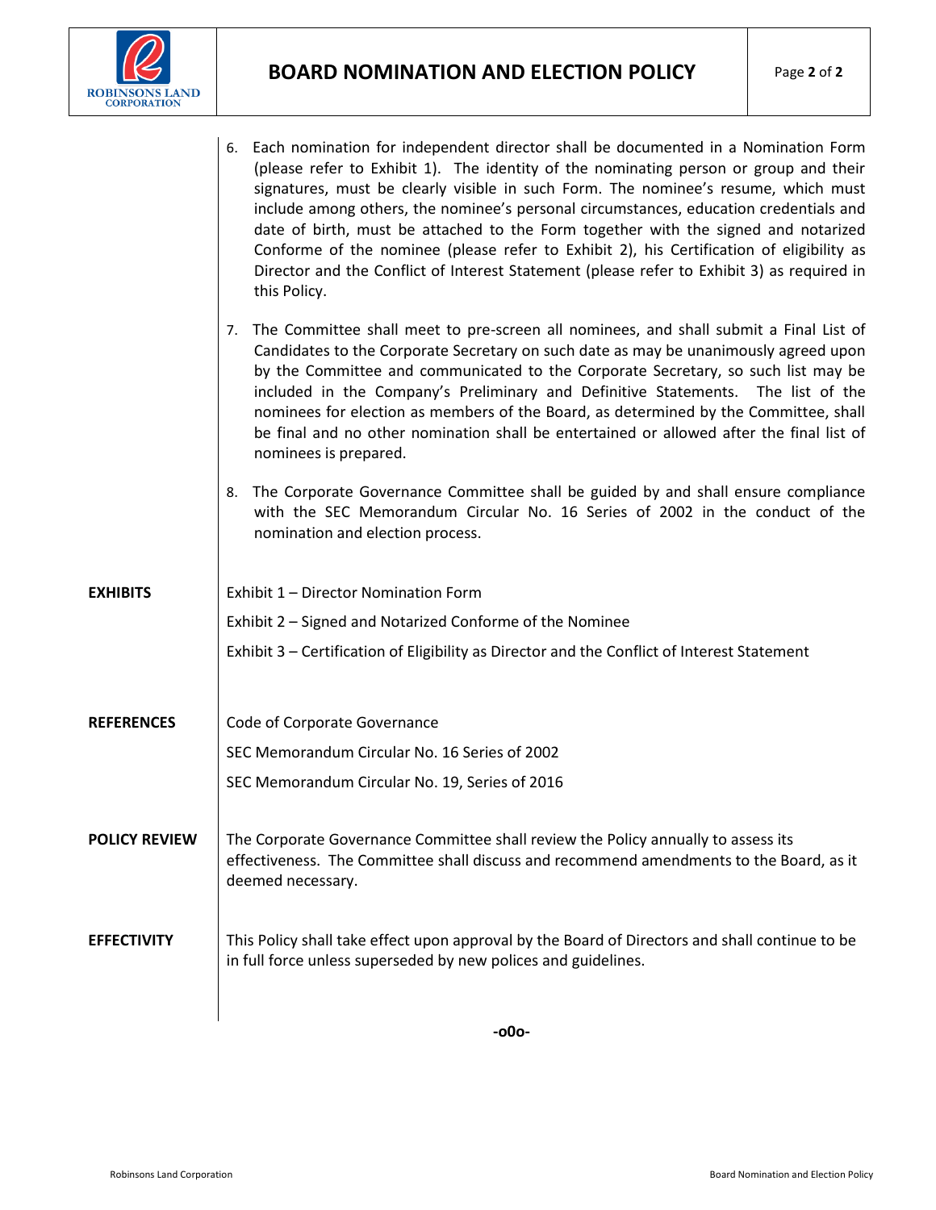6. Each nomination for independent director shall be documented in a Nomination Form (please refer to Exhibit 1). The identity of the nominating person or group and their signatures, must be clearly visible in such Form. The nominee's resume, which must include among others, the nominee's personal circumstances, education credentials and date of birth, must be attached to the Form together with the signed and notarized Conforme of the nominee (please refer to Exhibit 2), his Certification of eligibility as Director and the Conflict of Interest Statement (please refer to Exhibit 3) as required in this Policy.

7. The Committee shall meet to pre-screen all nominees, and shall submit a Final List of Candidates to the Corporate Secretary on such date as may be unanimously agreed upon by the Committee and communicated to the Corporate Secretary, so such list may be included in the Company's Preliminary and Definitive Statements. The list of the nominees for election as members of the Board, as determined by the Committee, shall be final and no other nomination shall be entertained or allowed after the final list of nominees is prepared.

8. The Corporate Governance Committee shall be guided by and shall ensure compliance with the SEC Memorandum Circular No. 16 Series of 2002 in the conduct of the nomination and election process.

**EXHIBITS**

Exhibit 1 – Director Nomination Form

Exhibit 2 – Signed and Notarized Conforme of the Nominee

Exhibit 3 – Certification of Eligibility as Director and the Conflict of Interest Statement

**REFERENCES**

Code of Corporate Governance

SEC Memorandum Circular No. 16 Series of 2002

SEC Memorandum Circular No. 19, Series of 2016

**POLICY REVIEW**

The Corporate Governance Committee shall review the Policy annually to assess its effectiveness. The Committee shall discuss and recommend amendments to the Board, as it deemed necessary.

**EFFECTIVITY**

This Policy shall take effect upon approval by the Board of Directors and shall continue to be in full force unless superseded by new polices and guidelines.

**-o0o-**